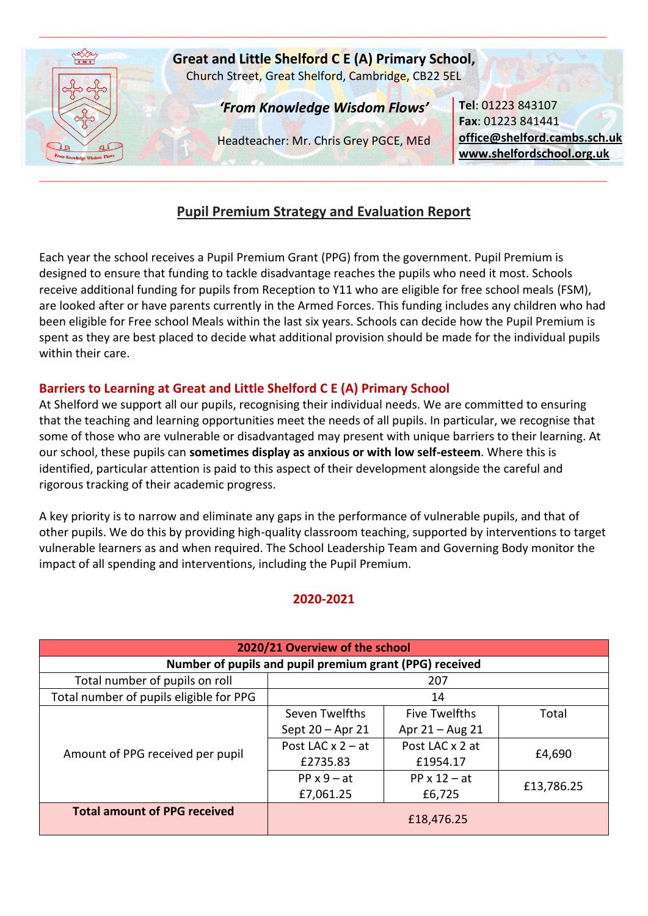**Great and Little Shelford C E (A) Primary School,**
Church Street, Great Shelford, Cambridge, CB22 5EL

***'From Knowledge Wisdom Flows'***

Headteacher: Mr. Chris Grey PGCE, MEd

**Tel**: 01223 843107
**Fax**: 01223 841441
**office@shelford.cambs.sch.uk**
**www.shelfordschool.org.uk**

# Pupil Premium Strategy and Evaluation Report

Each year the school receives a Pupil Premium Grant (PPG) from the government. Pupil Premium is designed to ensure that funding to tackle disadvantage reaches the pupils who need it most. Schools receive additional funding for pupils from Reception to Y11 who are eligible for free school meals (FSM), are looked after or have parents currently in the Armed Forces. This funding includes any children who had been eligible for Free school Meals within the last six years. Schools can decide how the Pupil Premium is spent as they are best placed to decide what additional provision should be made for the individual pupils within their care.

## Barriers to Learning at Great and Little Shelford C E (A) Primary School

At Shelford we support all our pupils, recognising their individual needs. We are committed to ensuring that the teaching and learning opportunities meet the needs of all pupils. In particular, we recognise that some of those who are vulnerable or disadvantaged may present with unique barriers to their learning. At our school, these pupils can **sometimes display as anxious or with low self-esteem**. Where this is identified, particular attention is paid to this aspect of their development alongside the careful and rigorous tracking of their academic progress.

A key priority is to narrow and eliminate any gaps in the performance of vulnerable pupils, and that of other pupils. We do this by providing high-quality classroom teaching, supported by interventions to target vulnerable learners as and when required. The School Leadership Team and Governing Body monitor the impact of all spending and interventions, including the Pupil Premium.

## 2020-2021

| **2020/21 Overview of the school** | | | |
|---|---|---|---|
| **Number of pupils and pupil premium grant (PPG) received** | | | |
| Total number of pupils on roll | 207 | | |
| Total number of pupils eligible for PPG | 14 | | |
| Amount of PPG received per pupil | Seven Twelfths Sept 20 – Apr 21 | Five Twelfths Apr 21 – Aug 21 | Total |
| | Post LAC x 2 – at £2735.83 | Post LAC x 2 at £1954.17 | £4,690 |
| | PP x 9 – at £7,061.25 | PP x 12 – at £6,725 | £13,786.25 |
| **Total amount of PPG received** | £18,476.25 | | |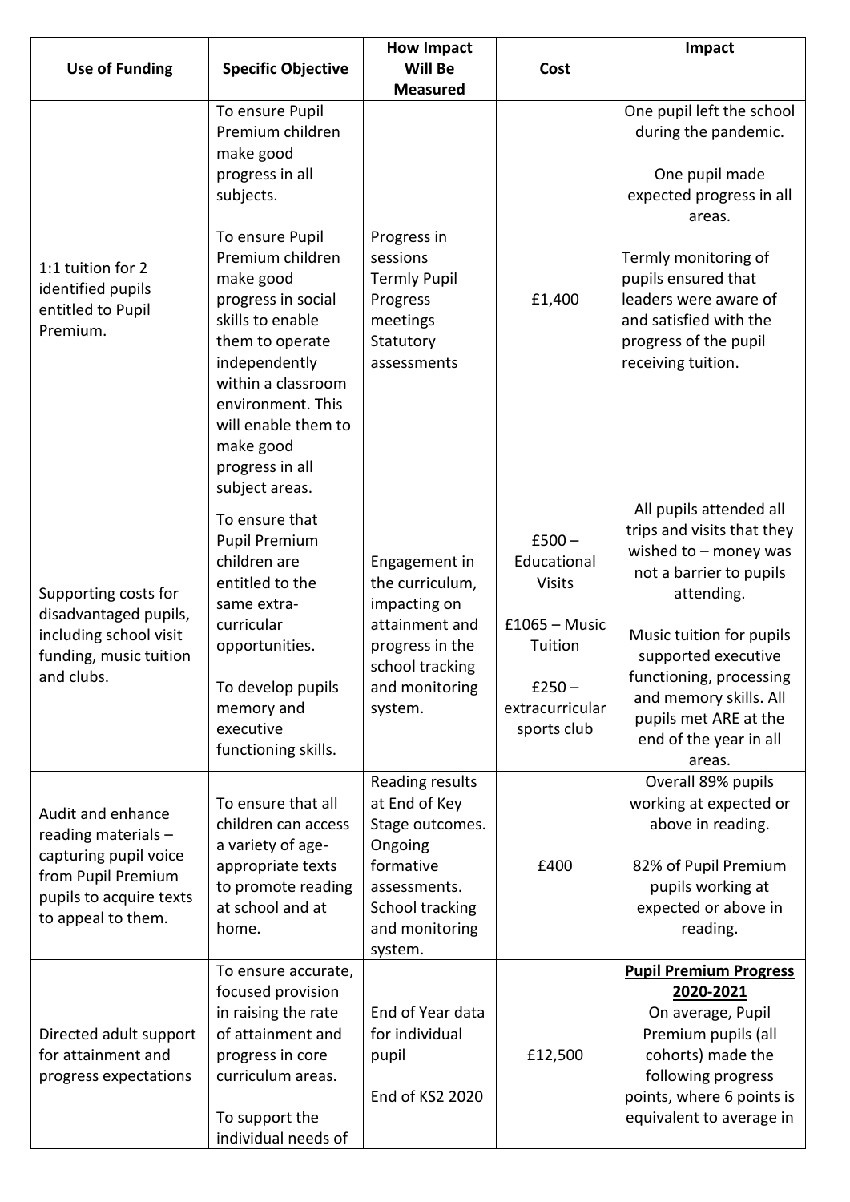| Use of Funding | Specific Objective | How Impact Will Be Measured | Cost | Impact |
|---|---|---|---|---|
| 1:1 tuition for 2 identified pupils entitled to Pupil Premium. | To ensure Pupil Premium children make good progress in all subjects.<br><br>To ensure Pupil Premium children make good progress in social skills to enable them to operate independently within a classroom environment. This will enable them to make good progress in all subject areas. | Progress in sessions<br>Termly Pupil Progress meetings<br>Statutory assessments | £1,400 | One pupil left the school during the pandemic.<br><br>One pupil made expected progress in all areas.<br><br>Termly monitoring of pupils ensured that leaders were aware of and satisfied with the progress of the pupil receiving tuition. |
| Supporting costs for disadvantaged pupils, including school visit funding, music tuition and clubs. | To ensure that Pupil Premium children are entitled to the same extra-curricular opportunities.<br><br>To develop pupils memory and executive functioning skills. | Engagement in the curriculum, impacting on attainment and progress in the school tracking and monitoring system. | £500 – Educational Visits<br><br>£1065 – Music Tuition<br><br>£250 – extracurricular sports club | All pupils attended all trips and visits that they wished to – money was not a barrier to pupils attending.<br><br>Music tuition for pupils supported executive functioning, processing and memory skills. All pupils met ARE at the end of the year in all areas. |
| Audit and enhance reading materials – capturing pupil voice from Pupil Premium pupils to acquire texts to appeal to them. | To ensure that all children can access a variety of age-appropriate texts to promote reading at school and at home. | Reading results at End of Key Stage outcomes.<br>Ongoing formative assessments.<br>School tracking and monitoring system. | £400 | Overall 89% pupils working at expected or above in reading.<br><br>82% of Pupil Premium pupils working at expected or above in reading. |
| Directed adult support for attainment and progress expectations | To ensure accurate, focused provision in raising the rate of attainment and progress in core curriculum areas.<br><br>To support the individual needs of | End of Year data for individual pupil<br><br>End of KS2 2020 | £12,500 | **Pupil Premium Progress 2020-2021**<br>On average, Pupil Premium pupils (all cohorts) made the following progress points, where 6 points is equivalent to average in |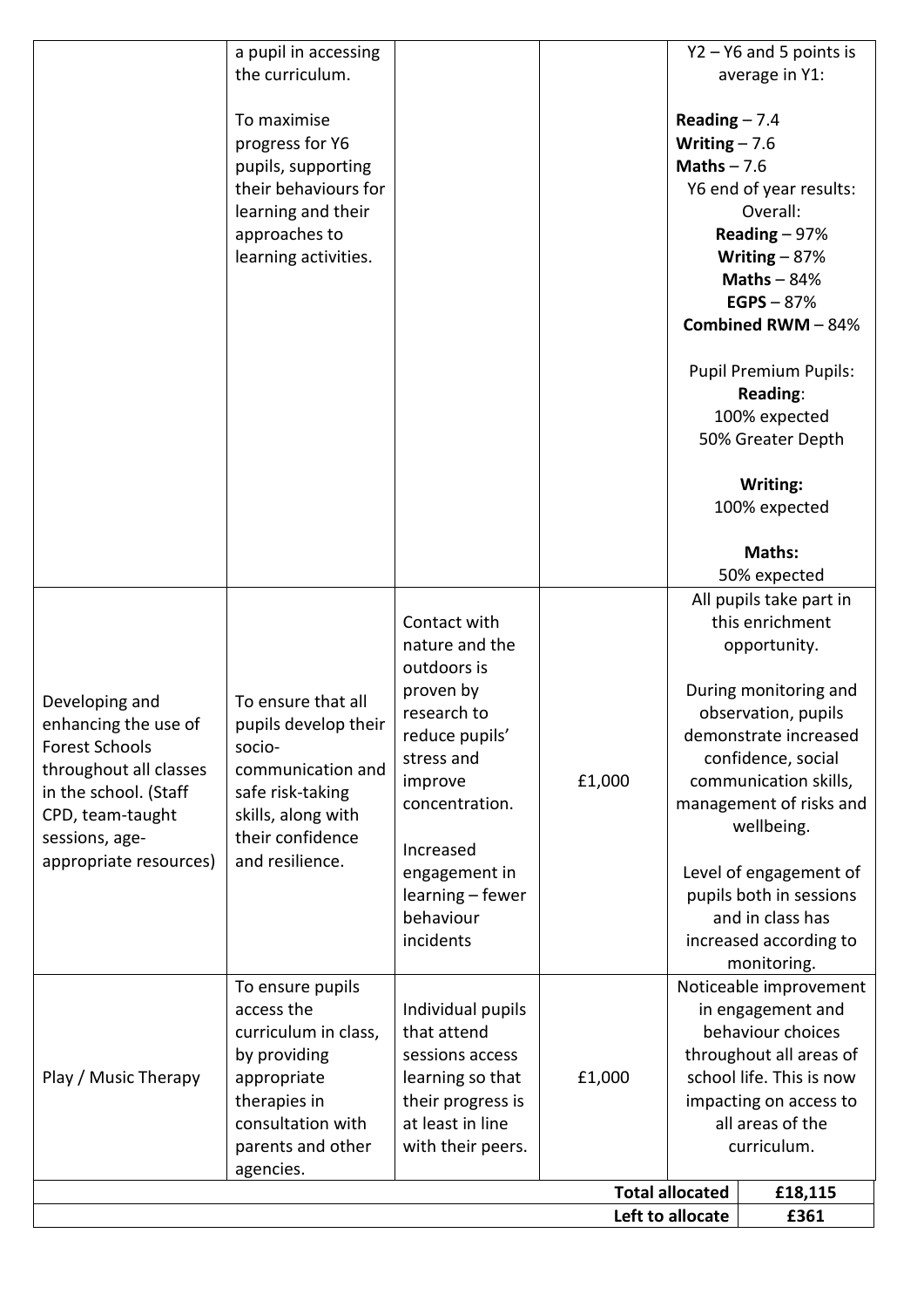|  |  |  |  |  |
|---|---|---|---|---|
|  | a pupil in accessing the curriculum.<br><br>To maximise progress for Y6 pupils, supporting their behaviours for learning and their approaches to learning activities. |  |  | Y2 – Y6 and 5 points is average in Y1:<br><br>**Reading** – 7.4<br>**Writing** – 7.6<br>**Maths** – 7.6<br>Y6 end of year results:<br>Overall:<br>**Reading** – 97%<br>**Writing** – 87%<br>**Maths** – 84%<br>**EGPS** – 87%<br>**Combined RWM** – 84%<br><br>Pupil Premium Pupils:<br>**Reading**:<br>100% expected<br>50% Greater Depth<br><br>**Writing:**<br>100% expected<br><br>**Maths:**<br>50% expected |
| Developing and enhancing the use of Forest Schools throughout all classes in the school. (Staff CPD, team-taught sessions, age-appropriate resources) | To ensure that all pupils develop their socio-communication and safe risk-taking skills, along with their confidence and resilience. | Contact with nature and the outdoors is proven by research to reduce pupils' stress and improve concentration.<br><br>Increased engagement in learning – fewer behaviour incidents | £1,000 | All pupils take part in this enrichment opportunity.<br><br>During monitoring and observation, pupils demonstrate increased confidence, social communication skills, management of risks and wellbeing.<br><br>Level of engagement of pupils both in sessions and in class has increased according to monitoring. |
| Play / Music Therapy | To ensure pupils access the curriculum in class, by providing appropriate therapies in consultation with parents and other agencies. | Individual pupils that attend sessions access learning so that their progress is at least in line with their peers. | £1,000 | Noticeable improvement in engagement and behaviour choices throughout all areas of school life. This is now impacting on access to all areas of the curriculum. |
|  |  |  | **Total allocated** | **£18,115** |
|  |  |  | **Left to allocate** | **£361** |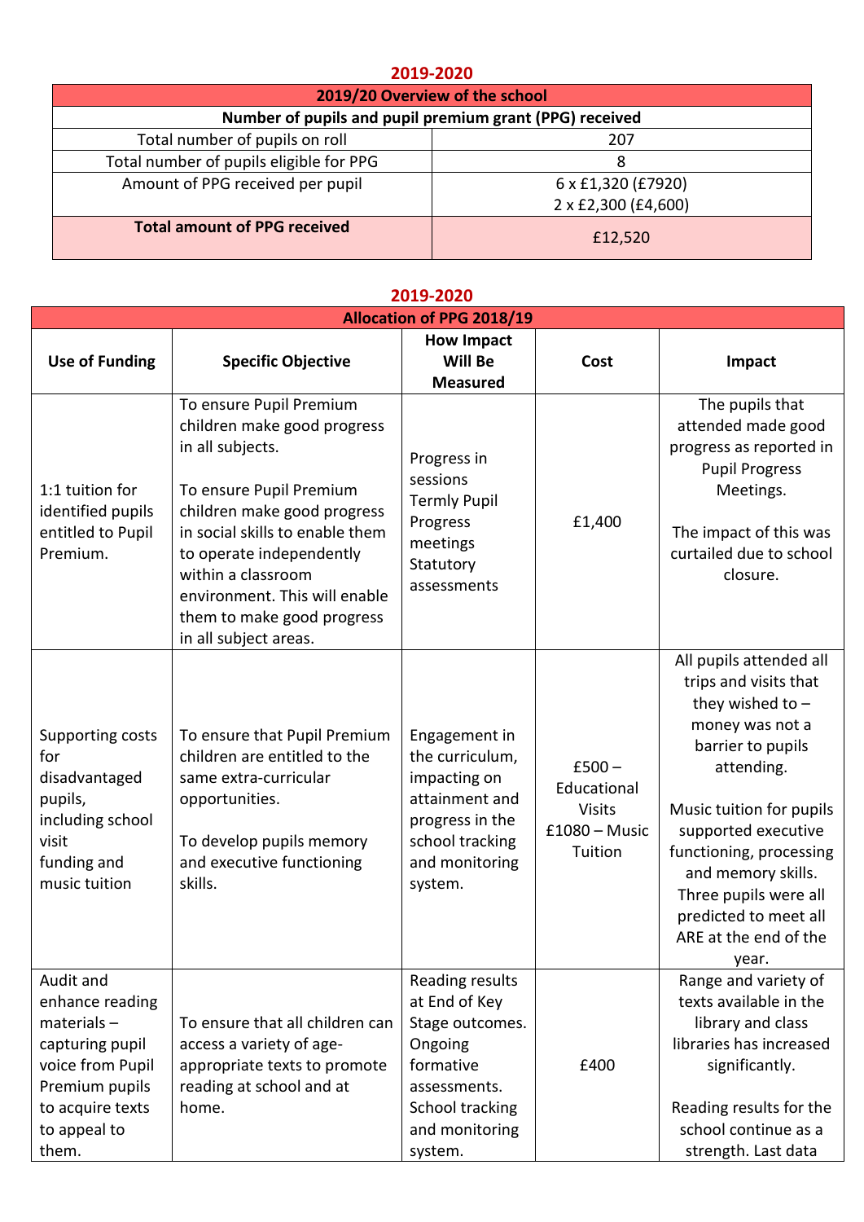## 2019-2020

| 2019/20 Overview of the school | |
|---|---|
| **Number of pupils and pupil premium grant (PPG) received** | |
| Total number of pupils on roll | 207 |
| Total number of pupils eligible for PPG | 8 |
| Amount of PPG received per pupil | 6 x £1,320 (£7920)<br>2 x £2,300 (£4,600) |
| **Total amount of PPG received** | £12,520 |

## 2019-2020

| Allocation of PPG 2018/19 | | | | |
|---|---|---|---|---|
| **Use of Funding** | **Specific Objective** | **How Impact Will Be Measured** | **Cost** | **Impact** |
| 1:1 tuition for identified pupils entitled to Pupil Premium. | To ensure Pupil Premium children make good progress in all subjects.<br><br>To ensure Pupil Premium children make good progress in social skills to enable them to operate independently within a classroom environment. This will enable them to make good progress in all subject areas. | Progress in sessions<br>Termly Pupil Progress meetings<br>Statutory assessments | £1,400 | The pupils that attended made good progress as reported in Pupil Progress Meetings.<br><br>The impact of this was curtailed due to school closure. |
| Supporting costs for disadvantaged pupils, including school visit funding and music tuition | To ensure that Pupil Premium children are entitled to the same extra-curricular opportunities.<br><br>To develop pupils memory and executive functioning skills. | Engagement in the curriculum, impacting on attainment and progress in the school tracking and monitoring system. | £500 – Educational Visits<br>£1080 – Music Tuition | All pupils attended all trips and visits that they wished to – money was not a barrier to pupils attending.<br><br>Music tuition for pupils supported executive functioning, processing and memory skills. Three pupils were all predicted to meet all ARE at the end of the year. |
| Audit and enhance reading materials – capturing pupil voice from Pupil Premium pupils to acquire texts to appeal to them. | To ensure that all children can access a variety of age-appropriate texts to promote reading at school and at home. | Reading results at End of Key Stage outcomes.<br>Ongoing formative assessments.<br>School tracking and monitoring system. | £400 | Range and variety of texts available in the library and class libraries has increased significantly.<br><br>Reading results for the school continue as a strength. Last data |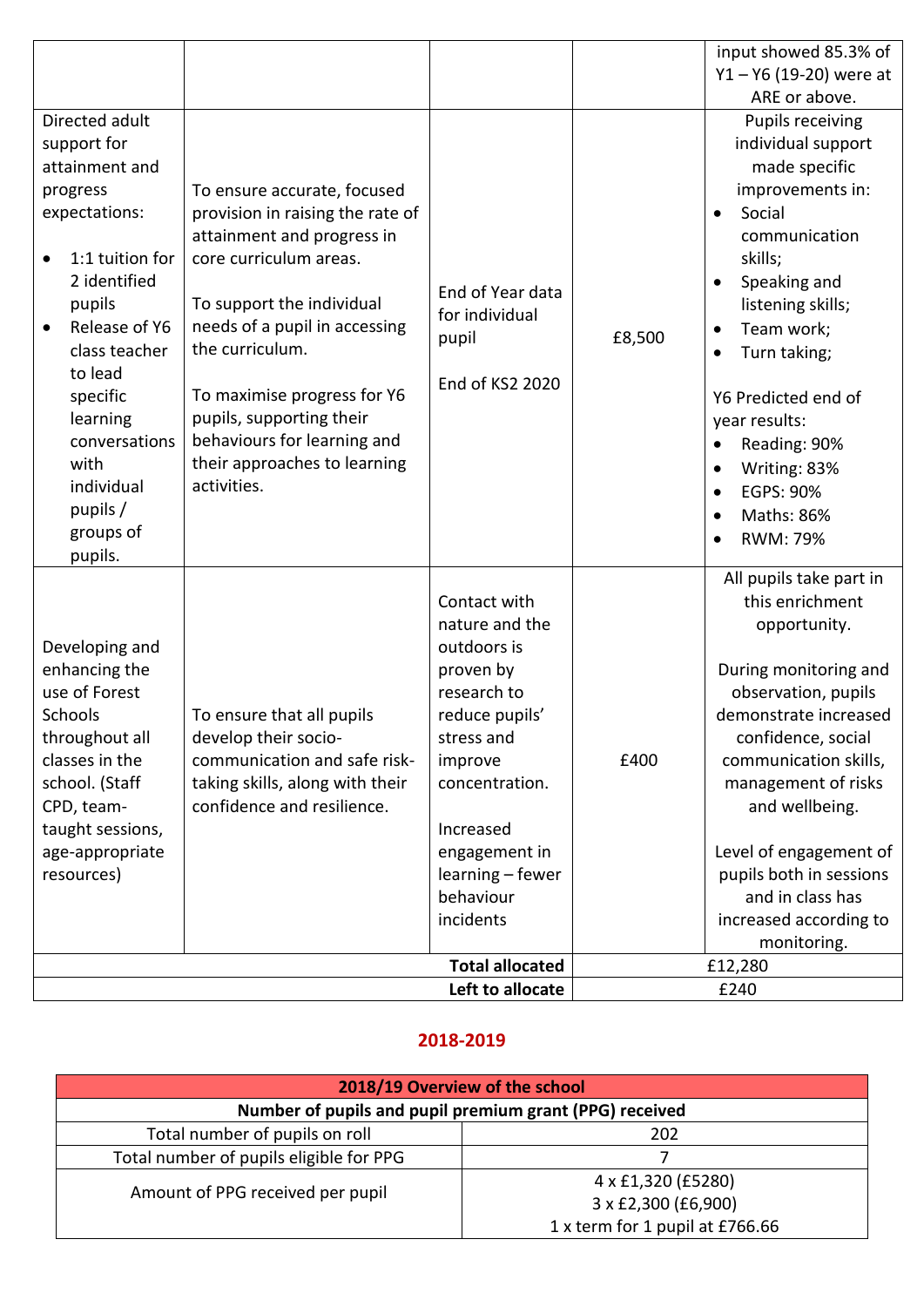| | | | | |
|---|---|---|---|---|
| | | | | input showed 85.3% of Y1 – Y6 (19-20) were at ARE or above. |
| Directed adult support for attainment and progress expectations:<br>• 1:1 tuition for 2 identified pupils<br>• Release of Y6 class teacher to lead specific learning conversations with individual pupils / groups of pupils. | To ensure accurate, focused provision in raising the rate of attainment and progress in core curriculum areas.<br><br>To support the individual needs of a pupil in accessing the curriculum.<br><br>To maximise progress for Y6 pupils, supporting their behaviours for learning and their approaches to learning activities. | End of Year data for individual pupil<br><br>End of KS2 2020 | £8,500 | Pupils receiving individual support made specific improvements in:<br>• Social communication skills;<br>• Speaking and listening skills;<br>• Team work;<br>• Turn taking;<br><br>Y6 Predicted end of year results:<br>• Reading: 90%<br>• Writing: 83%<br>• EGPS: 90%<br>• Maths: 86%<br>• RWM: 79% |
| Developing and enhancing the use of Forest Schools throughout all classes in the school. (Staff CPD, team-taught sessions, age-appropriate resources) | To ensure that all pupils develop their socio-communication and safe risk-taking skills, along with their confidence and resilience. | Contact with nature and the outdoors is proven by research to reduce pupils' stress and improve concentration.<br><br>Increased engagement in learning – fewer behaviour incidents | £400 | All pupils take part in this enrichment opportunity.<br><br>During monitoring and observation, pupils demonstrate increased confidence, social communication skills, management of risks and wellbeing.<br><br>Level of engagement of pupils both in sessions and in class has increased according to monitoring. |
| | | **Total allocated** | £12,280 | |
| | | **Left to allocate** | £240 | |

## 2018-2019

| **2018/19 Overview of the school** | |
|---|---|
| **Number of pupils and pupil premium grant (PPG) received** | |
| Total number of pupils on roll | 202 |
| Total number of pupils eligible for PPG | 7 |
| Amount of PPG received per pupil | 4 x £1,320 (£5280)<br>3 x £2,300 (£6,900)<br>1 x term for 1 pupil at £766.66 |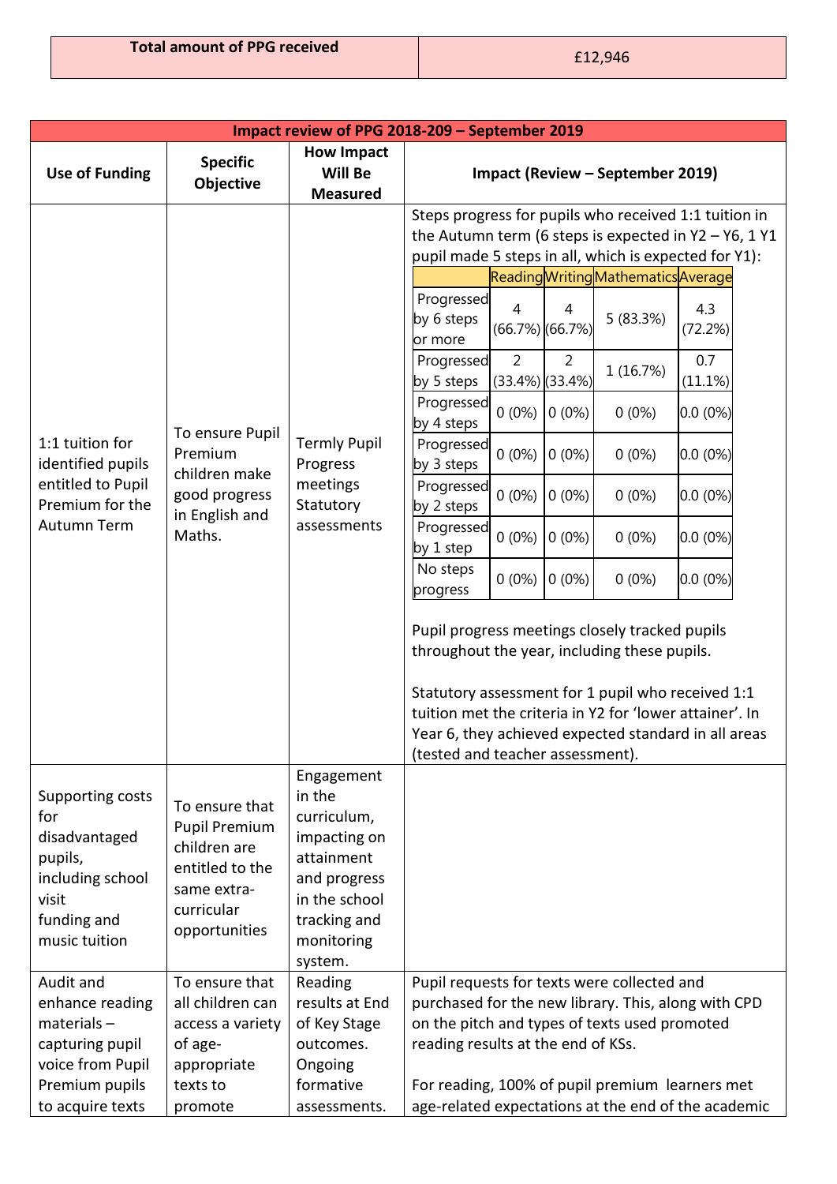| Total amount of PPG received | £12,946 |
|---|---|

| Impact review of PPG 2018-209 – September 2019 | | | |
|---|---|---|---|
| **Use of Funding** | **Specific Objective** | **How Impact Will Be Measured** | **Impact (Review – September 2019)** |
| 1:1 tuition for identified pupils entitled to Pupil Premium for the Autumn Term | To ensure Pupil Premium children make good progress in English and Maths. | Termly Pupil Progress meetings Statutory assessments | Steps progress for pupils who received 1:1 tuition in the Autumn term (6 steps is expected in Y2 – Y6, 1 Y1 pupil made 5 steps in all, which is expected for Y1):<br><br>(see steps progress table below)<br><br>Pupil progress meetings closely tracked pupils throughout the year, including these pupils.<br><br>Statutory assessment for 1 pupil who received 1:1 tuition met the criteria in Y2 for 'lower attainer'. In Year 6, they achieved expected standard in all areas (tested and teacher assessment). |
| Supporting costs for disadvantaged pupils, including school visit funding and music tuition | To ensure that Pupil Premium children are entitled to the same extra-curricular opportunities | Engagement in the curriculum, impacting on attainment and progress in the school tracking and monitoring system. | |
| Audit and enhance reading materials – capturing pupil voice from Pupil Premium pupils to acquire texts | To ensure that all children can access a variety of age-appropriate texts to promote | Reading results at End of Key Stage outcomes. Ongoing formative assessments. | Pupil requests for texts were collected and purchased for the new library. This, along with CPD on the pitch and types of texts used promoted reading results at the end of KSs.<br><br>For reading, 100% of pupil premium learners met age-related expectations at the end of the academic |

Steps progress table:

| | Reading | Writing | Mathematics | Average |
|---|---|---|---|---|
| Progressed by 6 steps or more | 4 (66.7%) | 4 (66.7%) | 5 (83.3%) | 4.3 (72.2%) |
| Progressed by 5 steps | 2 (33.4%) | 2 (33.4%) | 1 (16.7%) | 0.7 (11.1%) |
| Progressed by 4 steps | 0 (0%) | 0 (0%) | 0 (0%) | 0.0 (0%) |
| Progressed by 3 steps | 0 (0%) | 0 (0%) | 0 (0%) | 0.0 (0%) |
| Progressed by 2 steps | 0 (0%) | 0 (0%) | 0 (0%) | 0.0 (0%) |
| Progressed by 1 step | 0 (0%) | 0 (0%) | 0 (0%) | 0.0 (0%) |
| No steps progress | 0 (0%) | 0 (0%) | 0 (0%) | 0.0 (0%) |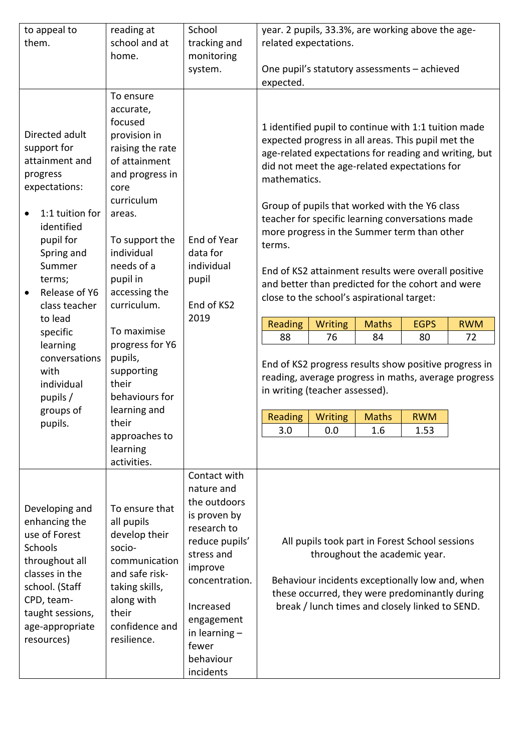| | | | |
|---|---|---|---|
| to appeal to them. | reading at school and at home. | School tracking and monitoring system. | year. 2 pupils, 33.3%, are working above the age-related expectations.<br><br>One pupil's statutory assessments – achieved expected. |
| Directed adult support for attainment and progress expectations:<br><br>• 1:1 tuition for identified pupil for Spring and Summer terms;<br>• Release of Y6 class teacher to lead specific learning conversations with individual pupils / groups of pupils. | To ensure accurate, focused provision in raising the rate of attainment and progress in core curriculum areas.<br><br>To support the individual needs of a pupil in accessing the curriculum.<br><br>To maximise progress for Y6 pupils, supporting their behaviours for learning and their approaches to learning activities. | End of Year data for individual pupil<br><br>End of KS2 2019 | 1 identified pupil to continue with 1:1 tuition made expected progress in all areas. This pupil met the age-related expectations for reading and writing, but did not meet the age-related expectations for mathematics.<br><br>Group of pupils that worked with the Y6 class teacher for specific learning conversations made more progress in the Summer term than other terms.<br><br>End of KS2 attainment results were overall positive and better than predicted for the cohort and were close to the school's aspirational target:<br><br>Reading: 88 / Writing: 76 / Maths: 84 / EGPS: 80 / RWM: 72<br><br>End of KS2 progress results show positive progress in reading, average progress in maths, average progress in writing (teacher assessed).<br><br>Reading: 3.0 / Writing: 0.0 / Maths: 1.6 / RWM: 1.53 |
| Developing and enhancing the use of Forest Schools throughout all classes in the school. (Staff CPD, team-taught sessions, age-appropriate resources) | To ensure that all pupils develop their socio-communication and safe risk-taking skills, along with their confidence and resilience. | Contact with nature and the outdoors is proven by research to reduce pupils' stress and improve concentration.<br><br>Increased engagement in learning – fewer behaviour incidents | All pupils took part in Forest School sessions throughout the academic year.<br><br>Behaviour incidents exceptionally low and, when these occurred, they were predominantly during break / lunch times and closely linked to SEND. |

End of KS2 attainment results:

| Reading | Writing | Maths | EGPS | RWM |
|---|---|---|---|---|
| 88 | 76 | 84 | 80 | 72 |

End of KS2 progress results:

| Reading | Writing | Maths | RWM |
|---|---|---|---|
| 3.0 | 0.0 | 1.6 | 1.53 |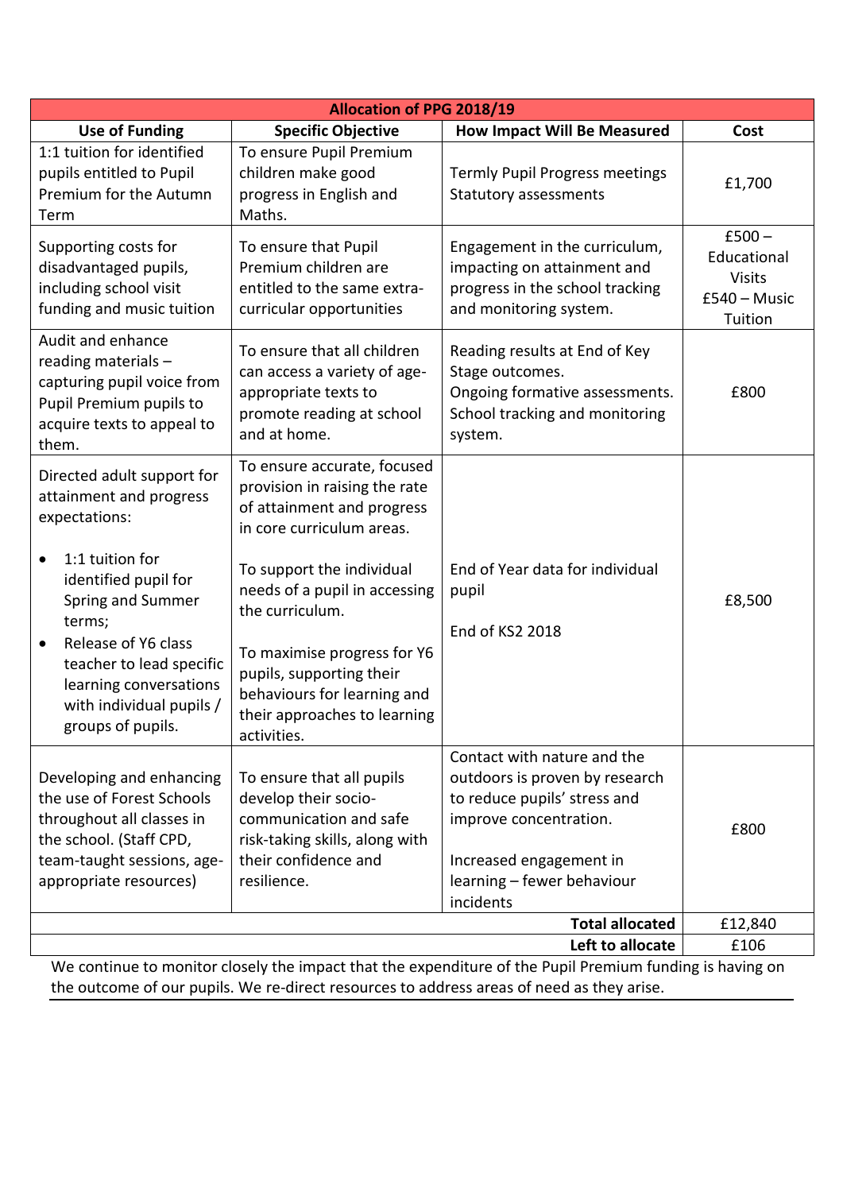| Allocation of PPG 2018/19 | | | |
|---|---|---|---|
| **Use of Funding** | **Specific Objective** | **How Impact Will Be Measured** | **Cost** |
| 1:1 tuition for identified pupils entitled to Pupil Premium for the Autumn Term | To ensure Pupil Premium children make good progress in English and Maths. | Termly Pupil Progress meetings<br>Statutory assessments | £1,700 |
| Supporting costs for disadvantaged pupils, including school visit funding and music tuition | To ensure that Pupil Premium children are entitled to the same extra-curricular opportunities | Engagement in the curriculum, impacting on attainment and progress in the school tracking and monitoring system. | £500 – Educational Visits<br>£540 – Music Tuition |
| Audit and enhance reading materials – capturing pupil voice from Pupil Premium pupils to acquire texts to appeal to them. | To ensure that all children can access a variety of age-appropriate texts to promote reading at school and at home. | Reading results at End of Key Stage outcomes.<br>Ongoing formative assessments.<br>School tracking and monitoring system. | £800 |
| Directed adult support for attainment and progress expectations:<br>• 1:1 tuition for identified pupil for Spring and Summer terms;<br>• Release of Y6 class teacher to lead specific learning conversations with individual pupils / groups of pupils. | To ensure accurate, focused provision in raising the rate of attainment and progress in core curriculum areas.<br><br>To support the individual needs of a pupil in accessing the curriculum.<br><br>To maximise progress for Y6 pupils, supporting their behaviours for learning and their approaches to learning activities. | End of Year data for individual pupil<br><br>End of KS2 2018 | £8,500 |
| Developing and enhancing the use of Forest Schools throughout all classes in the school. (Staff CPD, team-taught sessions, age-appropriate resources) | To ensure that all pupils develop their socio-communication and safe risk-taking skills, along with their confidence and resilience. | Contact with nature and the outdoors is proven by research to reduce pupils' stress and improve concentration.<br><br>Increased engagement in learning – fewer behaviour incidents | £800 |
| | | **Total allocated** | £12,840 |
| | | **Left to allocate** | £106 |

We continue to monitor closely the impact that the expenditure of the Pupil Premium funding is having on the outcome of our pupils. We re-direct resources to address areas of need as they arise.